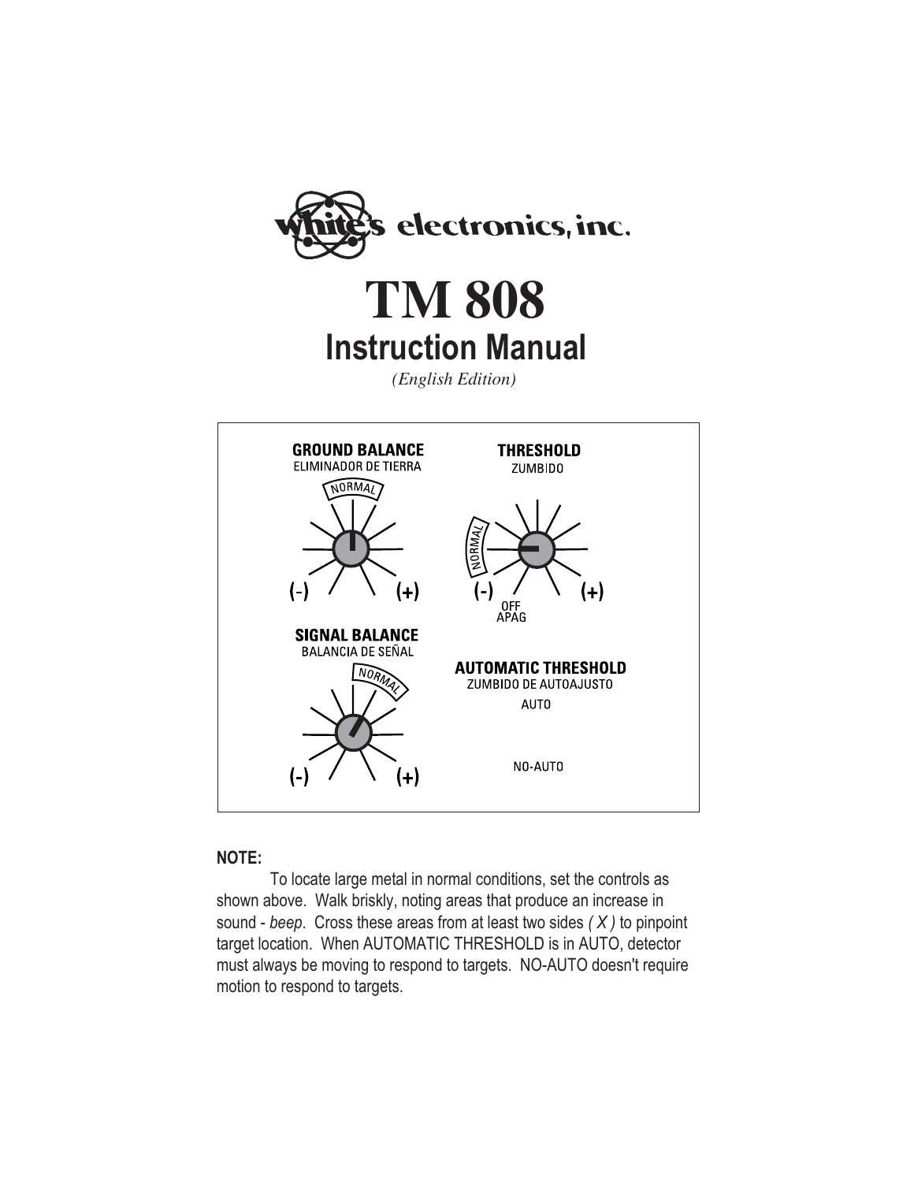white's electronics, inc.

# TM 808

## Instruction Manual

*(English Edition)*

**GROUND BALANCE**
ELIMINADOR DE TIERRA
NORMAL
(-) (+)

**THRESHOLD**
ZUMBIDO
NORMAL
(-) (+)
OFF
APAG

**SIGNAL BALANCE**
BALANCIA DE SEÑAL
NORMAL
(-) (+)

**AUTOMATIC THRESHOLD**
ZUMBIDO DE AUTOAJUSTO
AUTO

NO-AUTO

**NOTE:**

To locate large metal in normal conditions, set the controls as shown above. Walk briskly, noting areas that produce an increase in sound - *beep*. Cross these areas from at least two sides *( X )* to pinpoint target location. When AUTOMATIC THRESHOLD is in AUTO, detector must always be moving to respond to targets. NO-AUTO doesn't require motion to respond to targets.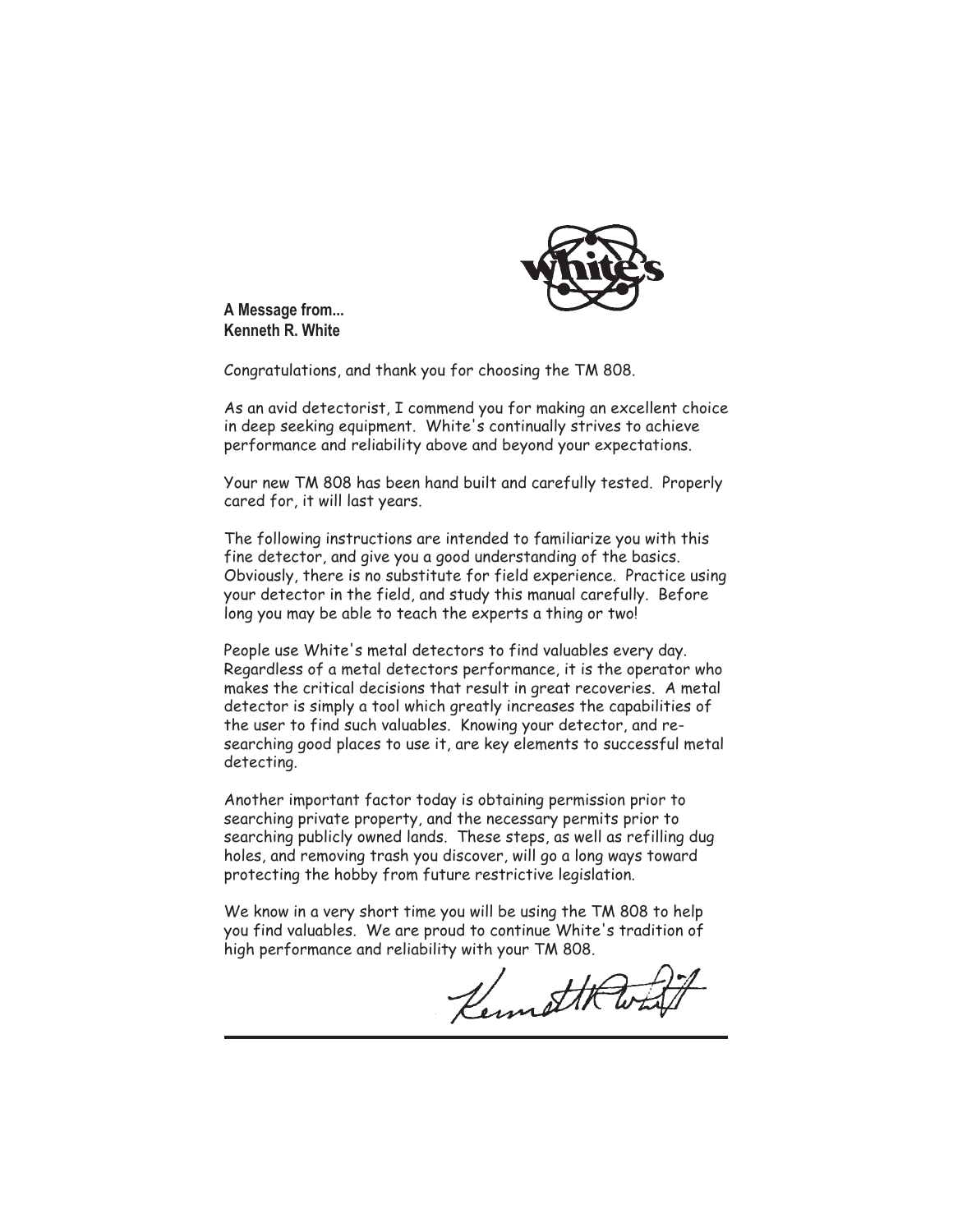**A Message from...**
**Kenneth R. White**

Congratulations, and thank you for choosing the TM 808.

As an avid detectorist, I commend you for making an excellent choice in deep seeking equipment. White's continually strives to achieve performance and reliability above and beyond your expectations.

Your new TM 808 has been hand built and carefully tested. Properly cared for, it will last years.

The following instructions are intended to familiarize you with this fine detector, and give you a good understanding of the basics. Obviously, there is no substitute for field experience. Practice using your detector in the field, and study this manual carefully. Before long you may be able to teach the experts a thing or two!

People use White's metal detectors to find valuables every day. Regardless of a metal detectors performance, it is the operator who makes the critical decisions that result in great recoveries. A metal detector is simply a tool which greatly increases the capabilities of the user to find such valuables. Knowing your detector, and researching good places to use it, are key elements to successful metal detecting.

Another important factor today is obtaining permission prior to searching private property, and the necessary permits prior to searching publicly owned lands. These steps, as well as refilling dug holes, and removing trash you discover, will go a long ways toward protecting the hobby from future restrictive legislation.

We know in a very short time you will be using the TM 808 to help you find valuables. We are proud to continue White's tradition of high performance and reliability with your TM 808.

Kenneth R. White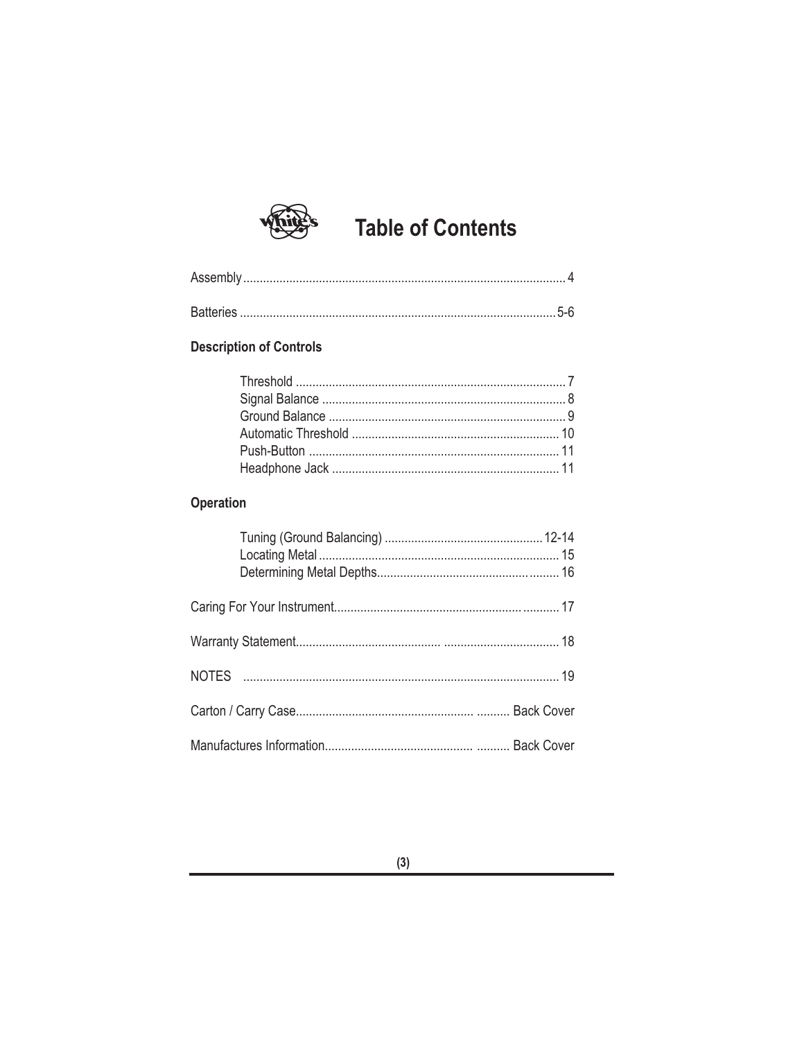# Table of Contents

Assembly .......... 4

Batteries .......... 5-6

**Description of Controls**

- Threshold .......... 7
- Signal Balance .......... 8
- Ground Balance .......... 9
- Automatic Threshold .......... 10
- Push-Button .......... 11
- Headphone Jack .......... 11

**Operation**

- Tuning (Ground Balancing) .......... 12-14
- Locating Metal .......... 15
- Determining Metal Depths .......... 16

Caring For Your Instrument .......... 17

Warranty Statement .......... 18

NOTES .......... 19

Carton / Carry Case .......... Back Cover

Manufactures Information .......... Back Cover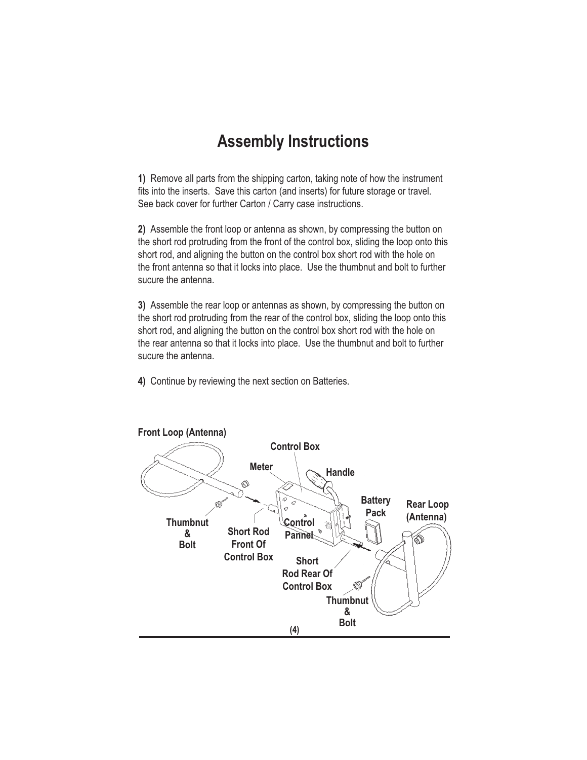# Assembly Instructions

**1)** Remove all parts from the shipping carton, taking note of how the instrument fits into the inserts. Save this carton (and inserts) for future storage or travel. See back cover for further Carton / Carry case instructions.

**2)** Assemble the front loop or antenna as shown, by compressing the button on the short rod protruding from the front of the control box, sliding the loop onto this short rod, and aligning the button on the control box short rod with the hole on the front antenna so that it locks into place. Use the thumbnut and bolt to further sucure the antenna.

**3)** Assemble the rear loop or antennas as shown, by compressing the button on the short rod protruding from the rear of the control box, sliding the loop onto this short rod, and aligning the button on the control box short rod with the hole on the rear antenna so that it locks into place. Use the thumbnut and bolt to further sucure the antenna.

**4)** Continue by reviewing the next section on Batteries.

**Front Loop (Antenna)**

**Control Box**

**Meter**

**Handle**

**Battery Pack**

**Rear Loop (Antenna)**

**Thumbnut & Bolt**

**Short Rod Front Of Control Box**

**Control Pannel**

**Short Rod Rear Of Control Box**

**Thumbnut & Bolt**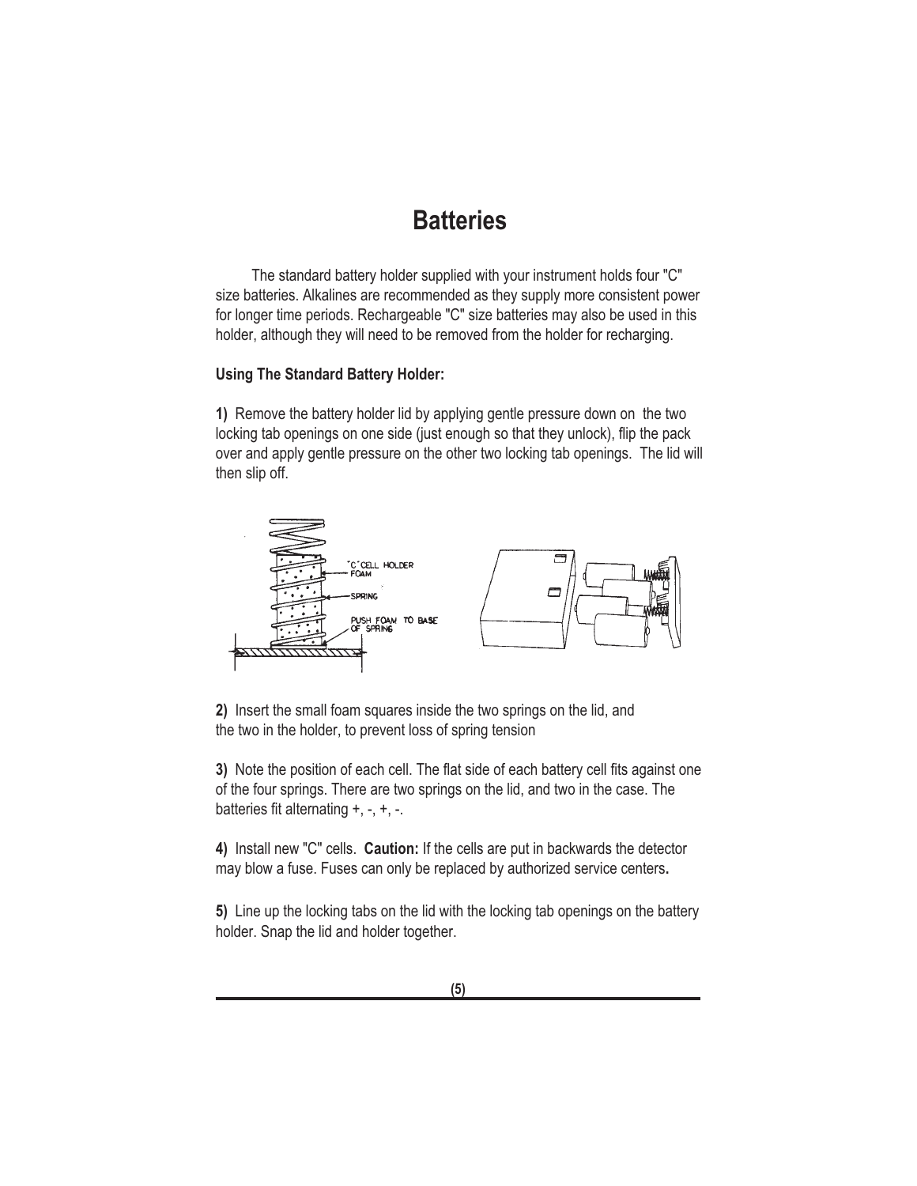# Batteries

The standard battery holder supplied with your instrument holds four "C" size batteries. Alkalines are recommended as they supply more consistent power for longer time periods. Rechargeable "C" size batteries may also be used in this holder, although they will need to be removed from the holder for recharging.

**Using The Standard Battery Holder:**

**1)** Remove the battery holder lid by applying gentle pressure down on the two locking tab openings on one side (just enough so that they unlock), flip the pack over and apply gentle pressure on the other two locking tab openings. The lid will then slip off.

**2)** Insert the small foam squares inside the two springs on the lid, and the two in the holder, to prevent loss of spring tension

**3)** Note the position of each cell. The flat side of each battery cell fits against one of the four springs. There are two springs on the lid, and two in the case. The batteries fit alternating +, -, +, -.

**4)** Install new "C" cells. **Caution:** If the cells are put in backwards the detector may blow a fuse. Fuses can only be replaced by authorized service centers**.**

**5)** Line up the locking tabs on the lid with the locking tab openings on the battery holder. Snap the lid and holder together.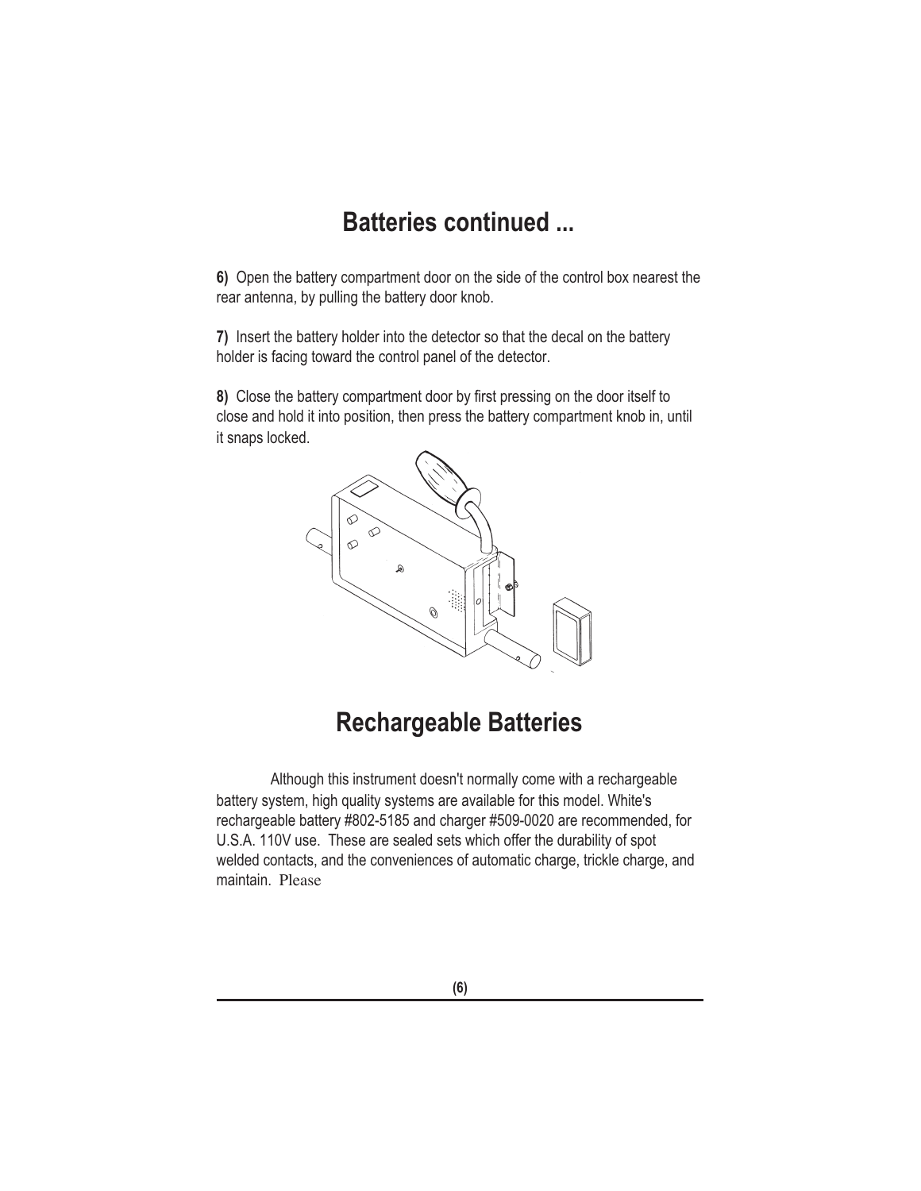# Batteries continued ...

**6)** Open the battery compartment door on the side of the control box nearest the rear antenna, by pulling the battery door knob.

**7)** Insert the battery holder into the detector so that the decal on the battery holder is facing toward the control panel of the detector.

**8)** Close the battery compartment door by first pressing on the door itself to close and hold it into position, then press the battery compartment knob in, until it snaps locked.

# Rechargeable Batteries

Although this instrument doesn't normally come with a rechargeable battery system, high quality systems are available for this model. White's rechargeable battery #802-5185 and charger #509-0020 are recommended, for U.S.A. 110V use. These are sealed sets which offer the durability of spot welded contacts, and the conveniences of automatic charge, trickle charge, and maintain. Please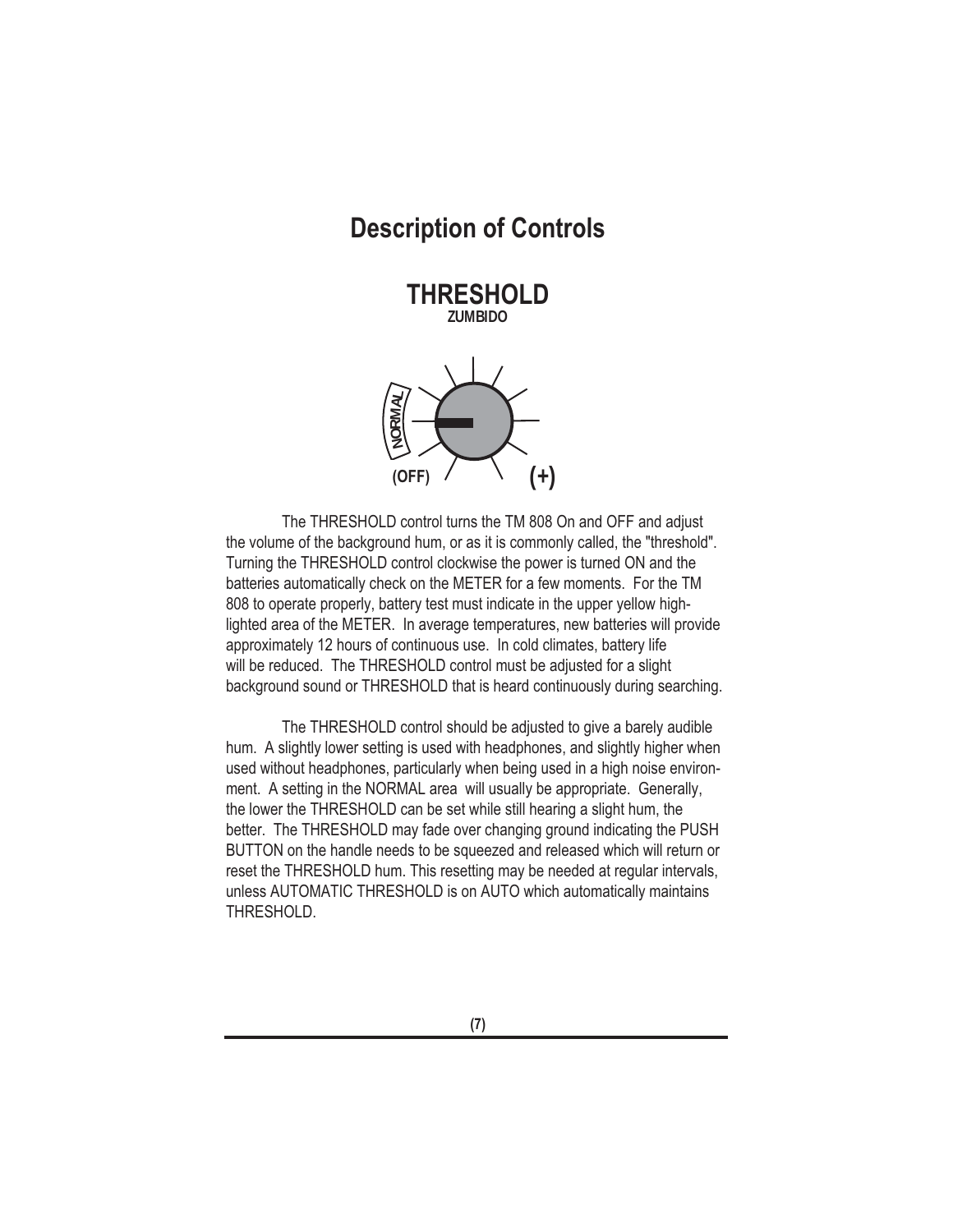# Description of Controls

## THRESHOLD

**ZUMBIDO**

NORMAL

(OFF) (+)

The THRESHOLD control turns the TM 808 On and OFF and adjust the volume of the background hum, or as it is commonly called, the "threshold". Turning the THRESHOLD control clockwise the power is turned ON and the batteries automatically check on the METER for a few moments. For the TM 808 to operate properly, battery test must indicate in the upper yellow high-lighted area of the METER. In average temperatures, new batteries will provide approximately 12 hours of continuous use. In cold climates, battery life will be reduced. The THRESHOLD control must be adjusted for a slight background sound or THRESHOLD that is heard continuously during searching.

The THRESHOLD control should be adjusted to give a barely audible hum. A slightly lower setting is used with headphones, and slightly higher when used without headphones, particularly when being used in a high noise environ-ment. A setting in the NORMAL area will usually be appropriate. Generally, the lower the THRESHOLD can be set while still hearing a slight hum, the better. The THRESHOLD may fade over changing ground indicating the PUSH BUTTON on the handle needs to be squeezed and released which will return or reset the THRESHOLD hum. This resetting may be needed at regular intervals, unless AUTOMATIC THRESHOLD is on AUTO which automatically maintains THRESHOLD.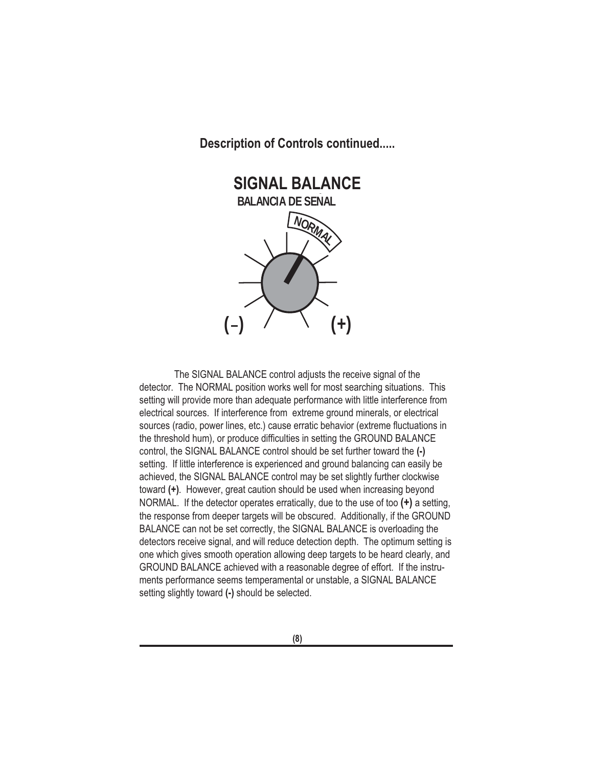**Description of Controls continued.....**

## SIGNAL BALANCE

**BALANCIA DE SEÑAL**

NORMAL

(-) (+)

The SIGNAL BALANCE control adjusts the receive signal of the detector. The NORMAL position works well for most searching situations. This setting will provide more than adequate performance with little interference from electrical sources. If interference from extreme ground minerals, or electrical sources (radio, power lines, etc.) cause erratic behavior (extreme fluctuations in the threshold hum), or produce difficulties in setting the GROUND BALANCE control, the SIGNAL BALANCE control should be set further toward the **(-)** setting. If little interference is experienced and ground balancing can easily be achieved, the SIGNAL BALANCE control may be set slightly further clockwise toward **(+)**. However, great caution should be used when increasing beyond NORMAL. If the detector operates erratically, due to the use of too **(+)** a setting, the response from deeper targets will be obscured. Additionally, if the GROUND BALANCE can not be set correctly, the SIGNAL BALANCE is overloading the detectors receive signal, and will reduce detection depth. The optimum setting is one which gives smooth operation allowing deep targets to be heard clearly, and GROUND BALANCE achieved with a reasonable degree of effort. If the instruments performance seems temperamental or unstable, a SIGNAL BALANCE setting slightly toward **(-)** should be selected.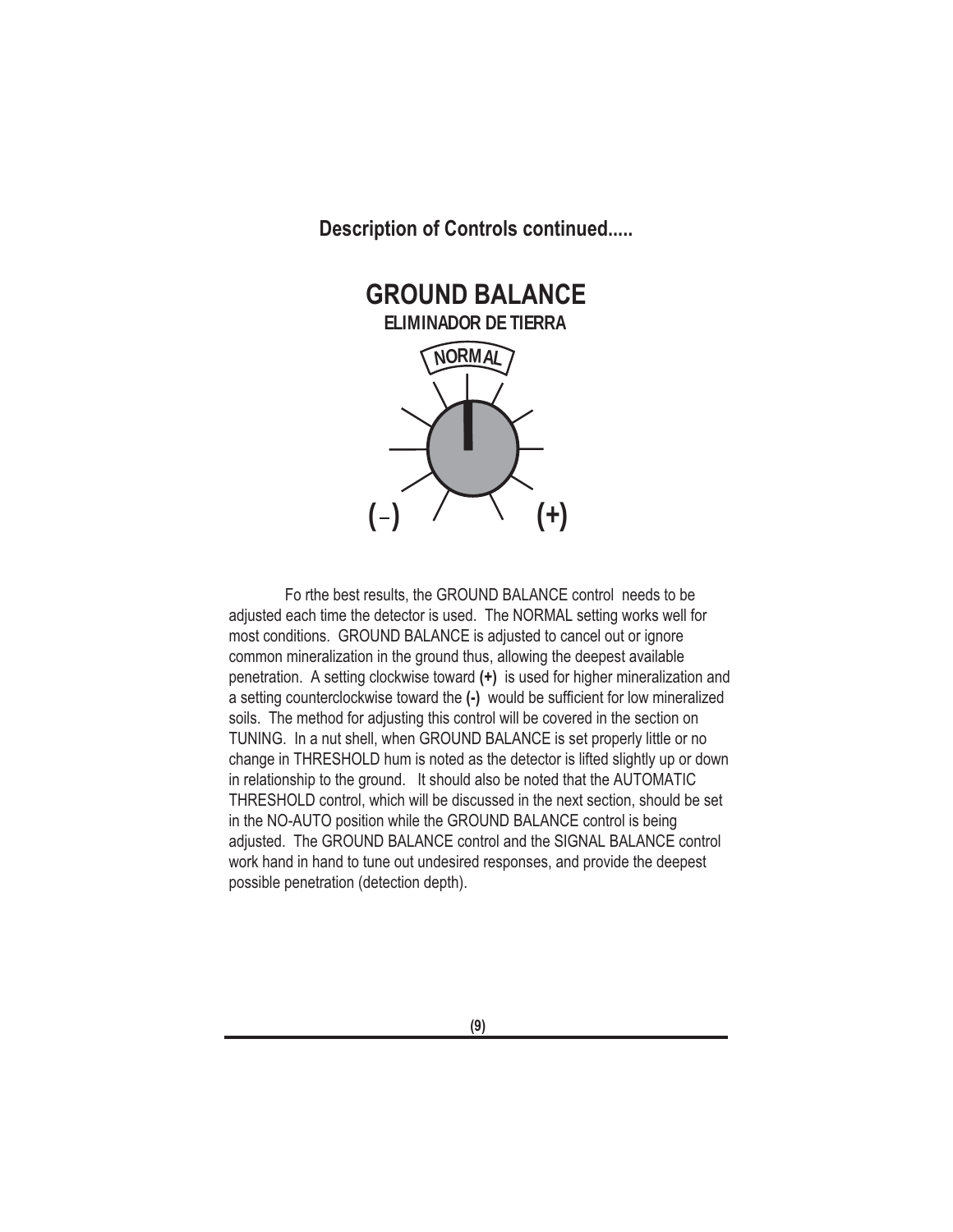**Description of Controls continued.....**

## GROUND BALANCE

**ELIMINADOR DE TIERRA**

NORMAL

**(-)** **(+)**

Fo rthe best results, the GROUND BALANCE control needs to be adjusted each time the detector is used. The NORMAL setting works well for most conditions. GROUND BALANCE is adjusted to cancel out or ignore common mineralization in the ground thus, allowing the deepest available penetration. A setting clockwise toward **(+)** is used for higher mineralization and a setting counterclockwise toward the **(-)** would be sufficient for low mineralized soils. The method for adjusting this control will be covered in the section on TUNING. In a nut shell, when GROUND BALANCE is set properly little or no change in THRESHOLD hum is noted as the detector is lifted slightly up or down in relationship to the ground. It should also be noted that the AUTOMATIC THRESHOLD control, which will be discussed in the next section, should be set in the NO-AUTO position while the GROUND BALANCE control is being adjusted. The GROUND BALANCE control and the SIGNAL BALANCE control work hand in hand to tune out undesired responses, and provide the deepest possible penetration (detection depth).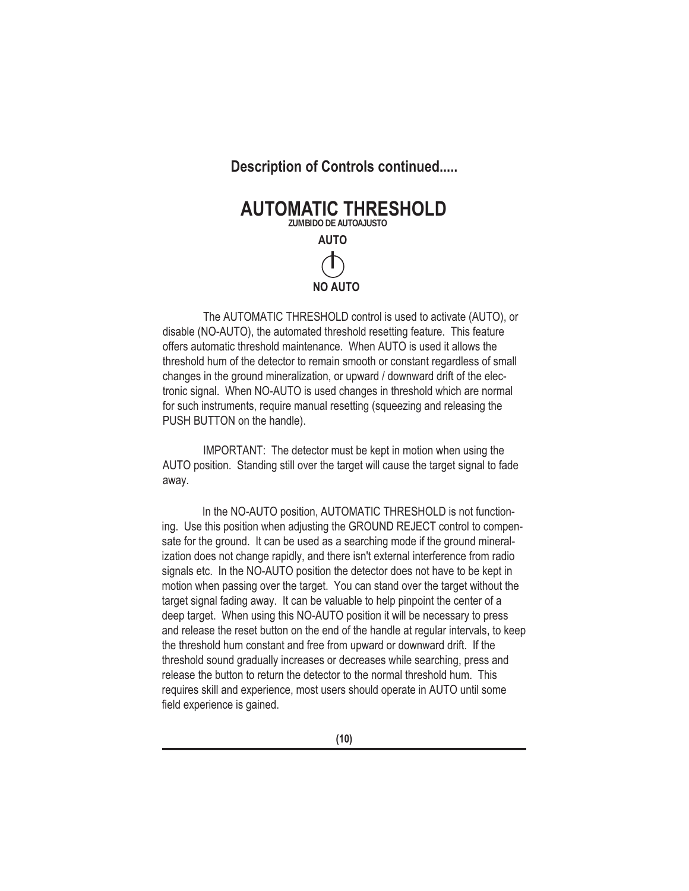**Description of Controls continued.....**

# AUTOMATIC THRESHOLD

**ZUMBIDO DE AUTOAJUSTO**

**AUTO**

**NO AUTO**

The AUTOMATIC THRESHOLD control is used to activate (AUTO), or disable (NO-AUTO), the automated threshold resetting feature. This feature offers automatic threshold maintenance. When AUTO is used it allows the threshold hum of the detector to remain smooth or constant regardless of small changes in the ground mineralization, or upward / downward drift of the electronic signal. When NO-AUTO is used changes in threshold which are normal for such instruments, require manual resetting (squeezing and releasing the PUSH BUTTON on the handle).

IMPORTANT: The detector must be kept in motion when using the AUTO position. Standing still over the target will cause the target signal to fade away.

In the NO-AUTO position, AUTOMATIC THRESHOLD is not functioning. Use this position when adjusting the GROUND REJECT control to compensate for the ground. It can be used as a searching mode if the ground mineralization does not change rapidly, and there isn't external interference from radio signals etc. In the NO-AUTO position the detector does not have to be kept in motion when passing over the target. You can stand over the target without the target signal fading away. It can be valuable to help pinpoint the center of a deep target. When using this NO-AUTO position it will be necessary to press and release the reset button on the end of the handle at regular intervals, to keep the threshold hum constant and free from upward or downward drift. If the threshold sound gradually increases or decreases while searching, press and release the button to return the detector to the normal threshold hum. This requires skill and experience, most users should operate in AUTO until some field experience is gained.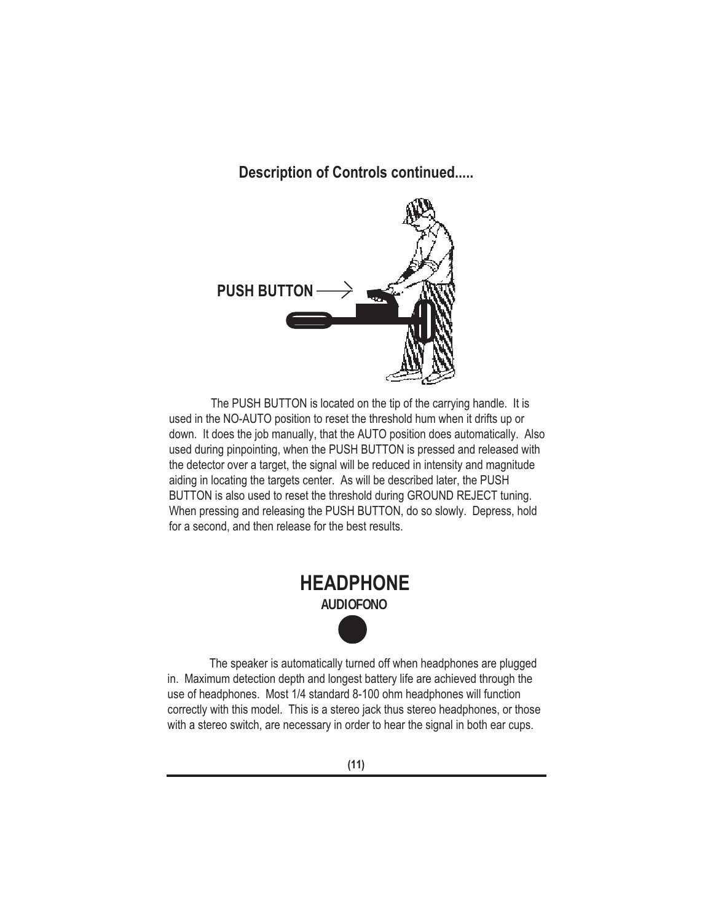## Description of Controls continued.....

PUSH BUTTON

The PUSH BUTTON is located on the tip of the carrying handle. It is used in the NO-AUTO position to reset the threshold hum when it drifts up or down. It does the job manually, that the AUTO position does automatically. Also used during pinpointing, when the PUSH BUTTON is pressed and released with the detector over a target, the signal will be reduced in intensity and magnitude aiding in locating the targets center. As will be described later, the PUSH BUTTON is also used to reset the threshold during GROUND REJECT tuning. When pressing and releasing the PUSH BUTTON, do so slowly. Depress, hold for a second, and then release for the best results.

# HEADPHONE

**AUDIOFONO**

The speaker is automatically turned off when headphones are plugged in. Maximum detection depth and longest battery life are achieved through the use of headphones. Most 1/4 standard 8-100 ohm headphones will function correctly with this model. This is a stereo jack thus stereo headphones, or those with a stereo switch, are necessary in order to hear the signal in both ear cups.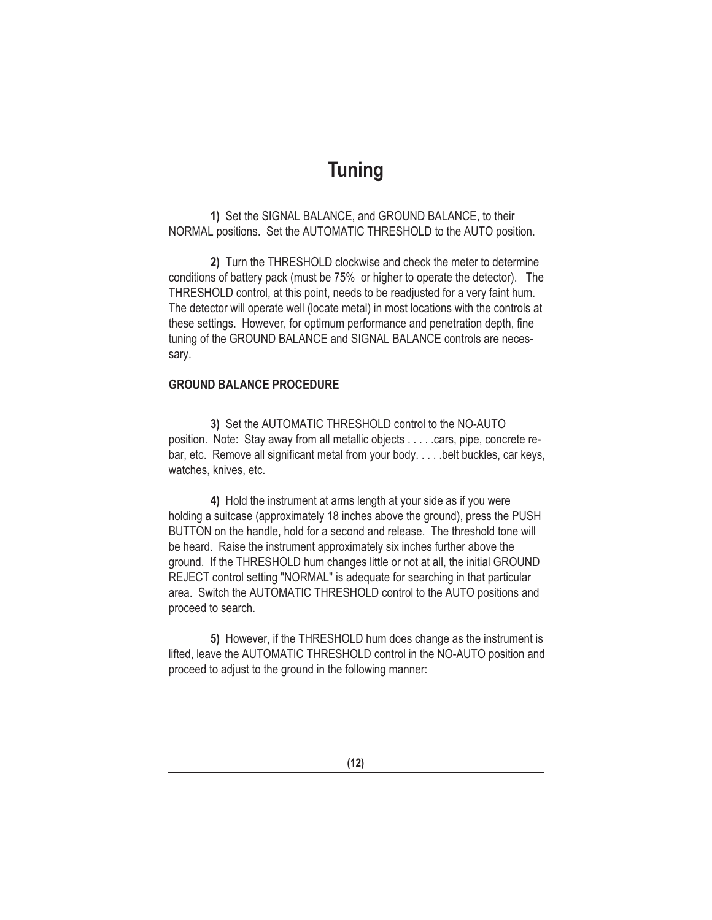# Tuning

**1)** Set the SIGNAL BALANCE, and GROUND BALANCE, to their NORMAL positions. Set the AUTOMATIC THRESHOLD to the AUTO position.

**2)** Turn the THRESHOLD clockwise and check the meter to determine conditions of battery pack (must be 75% or higher to operate the detector). The THRESHOLD control, at this point, needs to be readjusted for a very faint hum. The detector will operate well (locate metal) in most locations with the controls at these settings. However, for optimum performance and penetration depth, fine tuning of the GROUND BALANCE and SIGNAL BALANCE controls are necessary.

**GROUND BALANCE PROCEDURE**

**3)** Set the AUTOMATIC THRESHOLD control to the NO-AUTO position. Note: Stay away from all metallic objects . . . . .cars, pipe, concrete rebar, etc. Remove all significant metal from your body. . . . .belt buckles, car keys, watches, knives, etc.

**4)** Hold the instrument at arms length at your side as if you were holding a suitcase (approximately 18 inches above the ground), press the PUSH BUTTON on the handle, hold for a second and release. The threshold tone will be heard. Raise the instrument approximately six inches further above the ground. If the THRESHOLD hum changes little or not at all, the initial GROUND REJECT control setting "NORMAL" is adequate for searching in that particular area. Switch the AUTOMATIC THRESHOLD control to the AUTO positions and proceed to search.

**5)** However, if the THRESHOLD hum does change as the instrument is lifted, leave the AUTOMATIC THRESHOLD control in the NO-AUTO position and proceed to adjust to the ground in the following manner: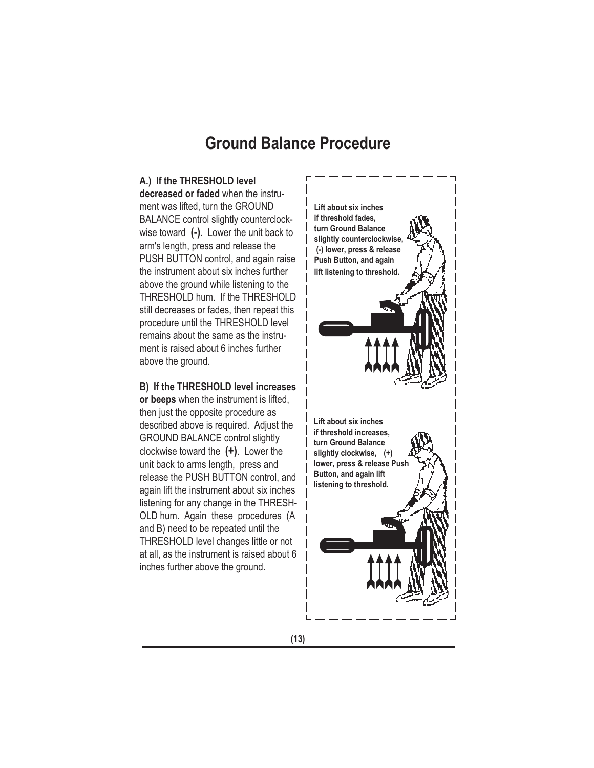# Ground Balance Procedure

**A.) If the THRESHOLD level decreased or faded** when the instrument was lifted, turn the GROUND BALANCE control slightly counterclockwise toward **(-)**. Lower the unit back to arm's length, press and release the PUSH BUTTON control, and again raise the instrument about six inches further above the ground while listening to the THRESHOLD hum. If the THRESHOLD still decreases or fades, then repeat this procedure until the THRESHOLD level remains about the same as the instrument is raised about 6 inches further above the ground.

**B) If the THRESHOLD level increases or beeps** when the instrument is lifted, then just the opposite procedure as described above is required. Adjust the GROUND BALANCE control slightly clockwise toward the **(+)**. Lower the unit back to arms length, press and release the PUSH BUTTON control, and again lift the instrument about six inches listening for any change in the THRESHOLD hum. Again these procedures (A and B) need to be repeated until the THRESHOLD level changes little or not at all, as the instrument is raised about 6 inches further above the ground.

**Lift about six inches if threshold fades, turn Ground Balance slightly counterclockwise, (-) lower, press & release Push Button, and again lift listening to threshold.**

**Lift about six inches if threshold increases, turn Ground Balance slightly clockwise, (+) lower, press & release Push Button, and again lift listening to threshold.**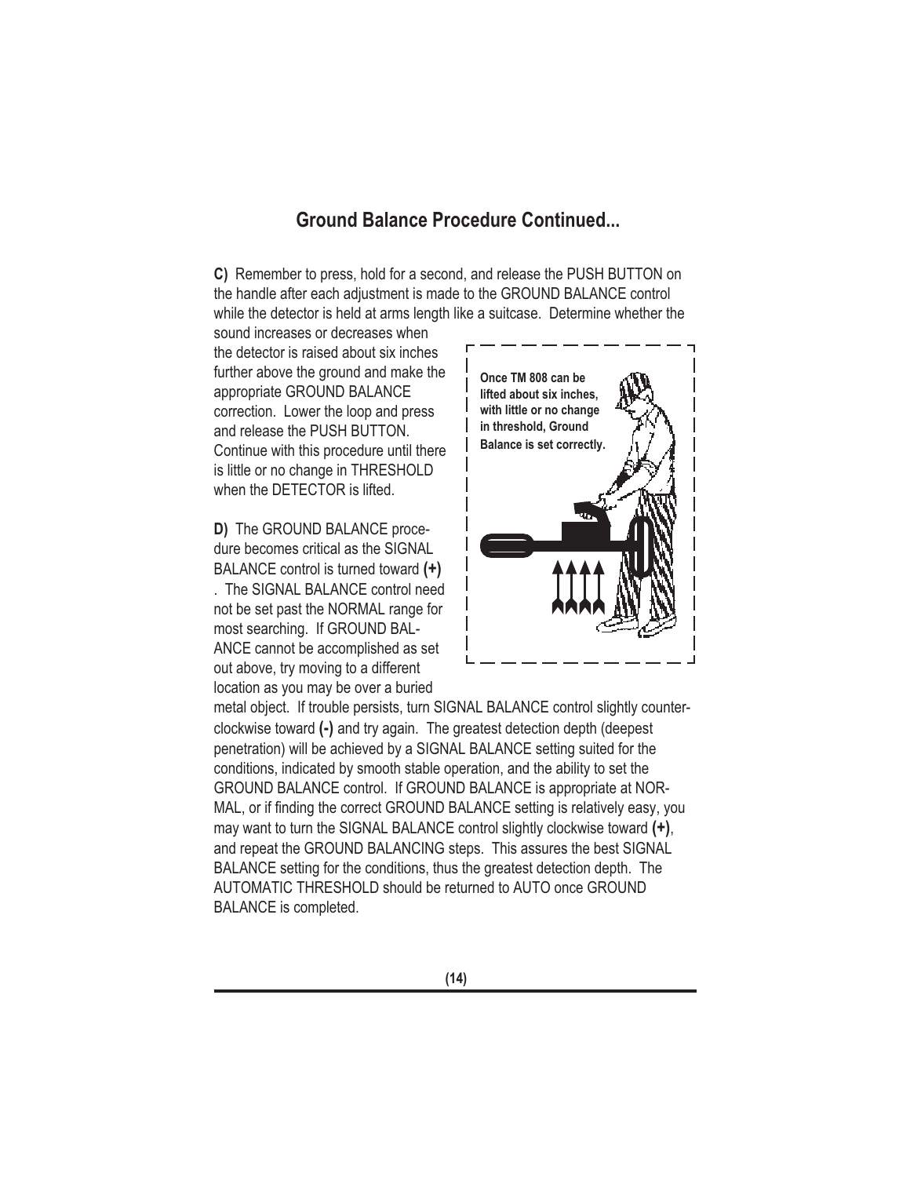## Ground Balance Procedure Continued...

**C)** Remember to press, hold for a second, and release the PUSH BUTTON on the handle after each adjustment is made to the GROUND BALANCE control while the detector is held at arms length like a suitcase. Determine whether the sound increases or decreases when the detector is raised about six inches further above the ground and make the appropriate GROUND BALANCE correction. Lower the loop and press and release the PUSH BUTTON. Continue with this procedure until there is little or no change in THRESHOLD when the DETECTOR is lifted.

**Once TM 808 can be lifted about six inches, with little or no change in threshold, Ground Balance is set correctly.**

**D)** The GROUND BALANCE procedure becomes critical as the SIGNAL BALANCE control is turned toward **(+)**. The SIGNAL BALANCE control need not be set past the NORMAL range for most searching. If GROUND BALANCE cannot be accomplished as set out above, try moving to a different location as you may be over a buried metal object. If trouble persists, turn SIGNAL BALANCE control slightly counter-clockwise toward **(-)** and try again. The greatest detection depth (deepest penetration) will be achieved by a SIGNAL BALANCE setting suited for the conditions, indicated by smooth stable operation, and the ability to set the GROUND BALANCE control. If GROUND BALANCE is appropriate at NORMAL, or if finding the correct GROUND BALANCE setting is relatively easy, you may want to turn the SIGNAL BALANCE control slightly clockwise toward **(+)**, and repeat the GROUND BALANCING steps. This assures the best SIGNAL BALANCE setting for the conditions, thus the greatest detection depth. The AUTOMATIC THRESHOLD should be returned to AUTO once GROUND BALANCE is completed.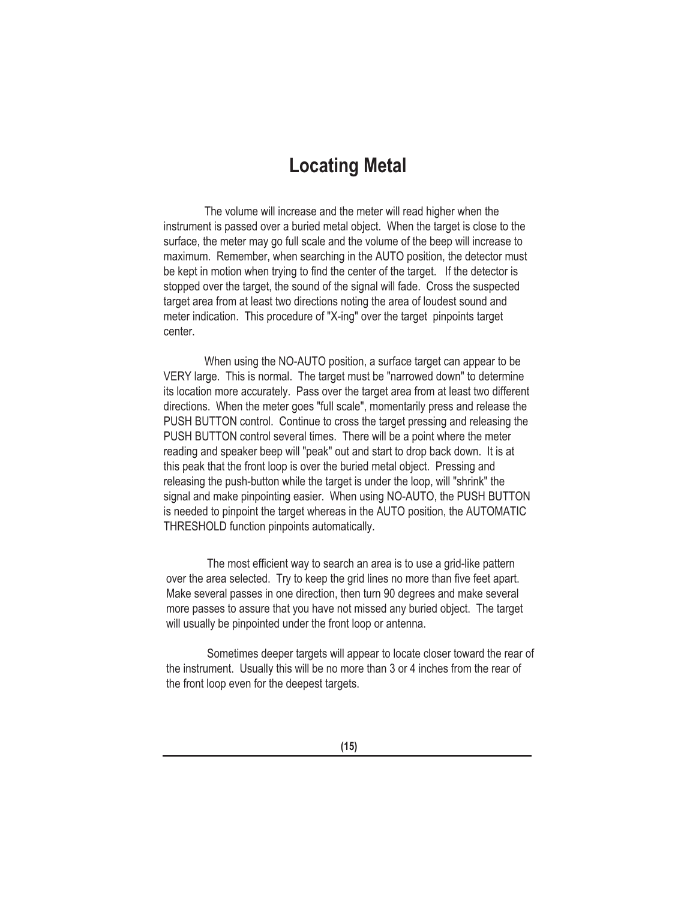# Locating Metal

The volume will increase and the meter will read higher when the instrument is passed over a buried metal object. When the target is close to the surface, the meter may go full scale and the volume of the beep will increase to maximum. Remember, when searching in the AUTO position, the detector must be kept in motion when trying to find the center of the target. If the detector is stopped over the target, the sound of the signal will fade. Cross the suspected target area from at least two directions noting the area of loudest sound and meter indication. This procedure of "X-ing" over the target pinpoints target center.

When using the NO-AUTO position, a surface target can appear to be VERY large. This is normal. The target must be "narrowed down" to determine its location more accurately. Pass over the target area from at least two different directions. When the meter goes "full scale", momentarily press and release the PUSH BUTTON control. Continue to cross the target pressing and releasing the PUSH BUTTON control several times. There will be a point where the meter reading and speaker beep will "peak" out and start to drop back down. It is at this peak that the front loop is over the buried metal object. Pressing and releasing the push-button while the target is under the loop, will "shrink" the signal and make pinpointing easier. When using NO-AUTO, the PUSH BUTTON is needed to pinpoint the target whereas in the AUTO position, the AUTOMATIC THRESHOLD function pinpoints automatically.

The most efficient way to search an area is to use a grid-like pattern over the area selected. Try to keep the grid lines no more than five feet apart. Make several passes in one direction, then turn 90 degrees and make several more passes to assure that you have not missed any buried object. The target will usually be pinpointed under the front loop or antenna.

Sometimes deeper targets will appear to locate closer toward the rear of the instrument. Usually this will be no more than 3 or 4 inches from the rear of the front loop even for the deepest targets.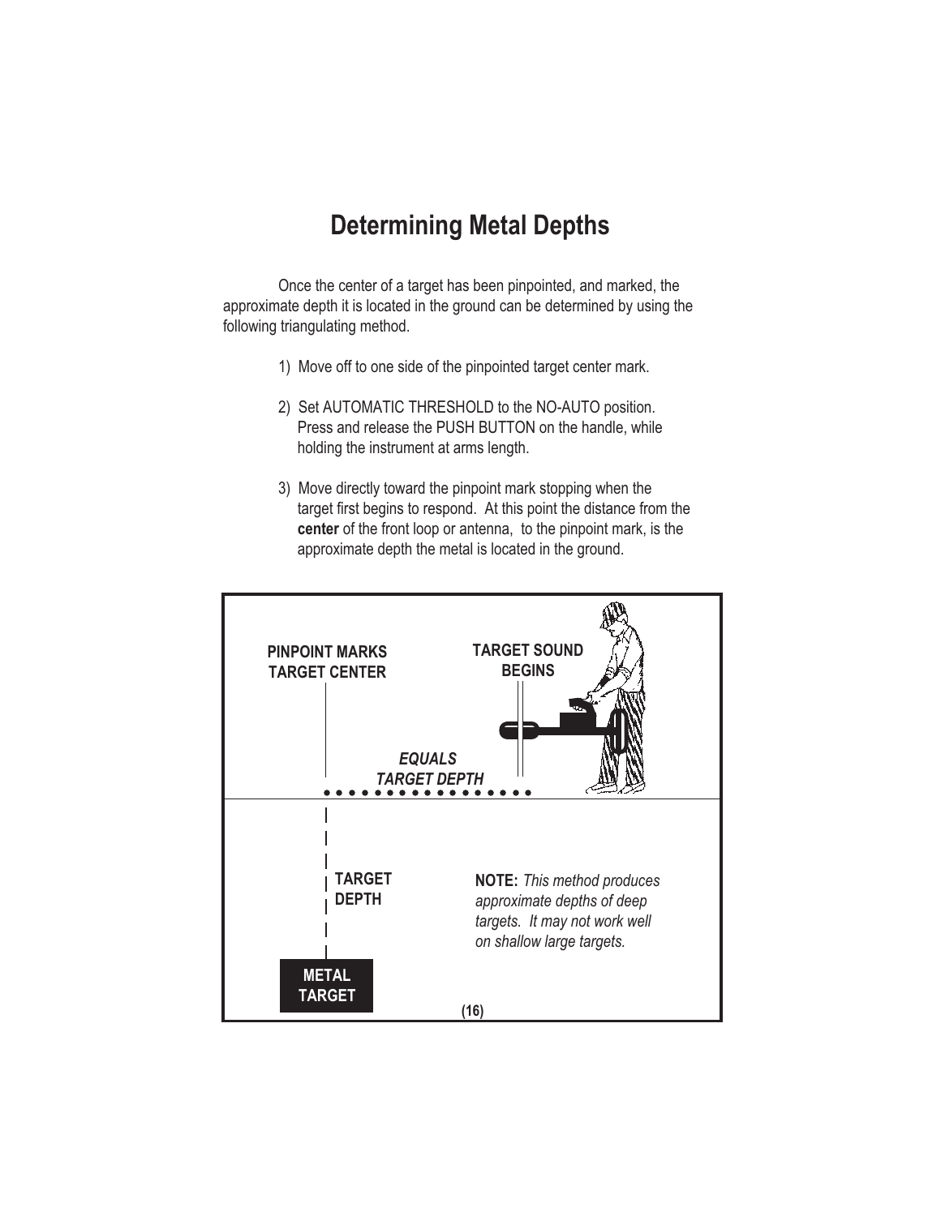# Determining Metal Depths

Once the center of a target has been pinpointed, and marked, the approximate depth it is located in the ground can be determined by using the following triangulating method.

1) Move off to one side of the pinpointed target center mark.

2) Set AUTOMATIC THRESHOLD to the NO-AUTO position. Press and release the PUSH BUTTON on the handle, while holding the instrument at arms length.

3) Move directly toward the pinpoint mark stopping when the target first begins to respond. At this point the distance from the **center** of the front loop or antenna, to the pinpoint mark, is the approximate depth the metal is located in the ground.

**PINPOINT MARKS TARGET CENTER**

**TARGET SOUND BEGINS**

***EQUALS TARGET DEPTH***

**TARGET DEPTH**

**METAL TARGET**

**NOTE:** *This method produces approximate depths of deep targets. It may not work well on shallow large targets.*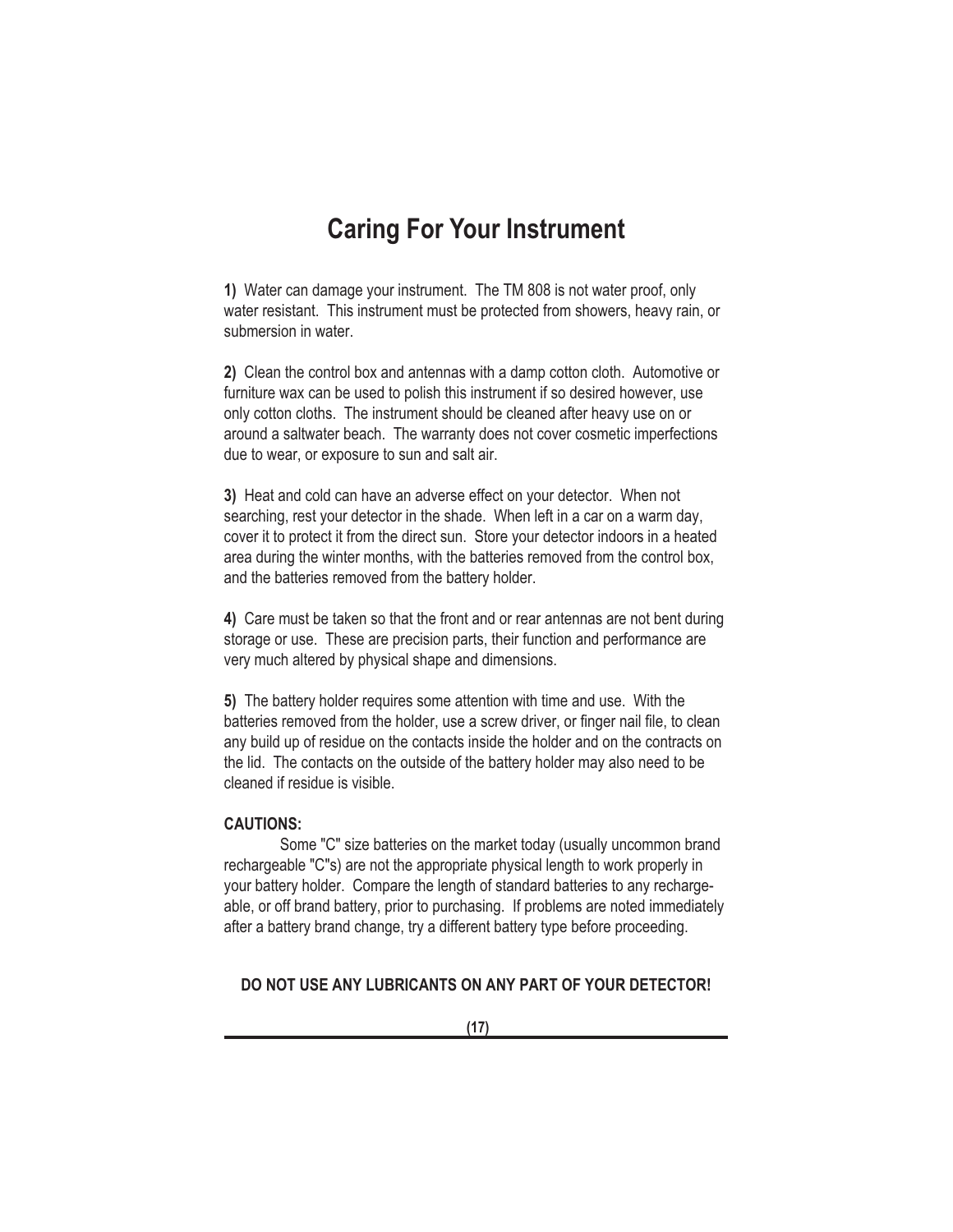# Caring For Your Instrument

**1)** Water can damage your instrument. The TM 808 is not water proof, only water resistant. This instrument must be protected from showers, heavy rain, or submersion in water.

**2)** Clean the control box and antennas with a damp cotton cloth. Automotive or furniture wax can be used to polish this instrument if so desired however, use only cotton cloths. The instrument should be cleaned after heavy use on or around a saltwater beach. The warranty does not cover cosmetic imperfections due to wear, or exposure to sun and salt air.

**3)** Heat and cold can have an adverse effect on your detector. When not searching, rest your detector in the shade. When left in a car on a warm day, cover it to protect it from the direct sun. Store your detector indoors in a heated area during the winter months, with the batteries removed from the control box, and the batteries removed from the battery holder.

**4)** Care must be taken so that the front and or rear antennas are not bent during storage or use. These are precision parts, their function and performance are very much altered by physical shape and dimensions.

**5)** The battery holder requires some attention with time and use. With the batteries removed from the holder, use a screw driver, or finger nail file, to clean any build up of residue on the contacts inside the holder and on the contracts on the lid. The contacts on the outside of the battery holder may also need to be cleaned if residue is visible.

**CAUTIONS:**

Some "C" size batteries on the market today (usually uncommon brand rechargeable "C"s) are not the appropriate physical length to work properly in your battery holder. Compare the length of standard batteries to any rechargeable, or off brand battery, prior to purchasing. If problems are noted immediately after a battery brand change, try a different battery type before proceeding.

**DO NOT USE ANY LUBRICANTS ON ANY PART OF YOUR DETECTOR!**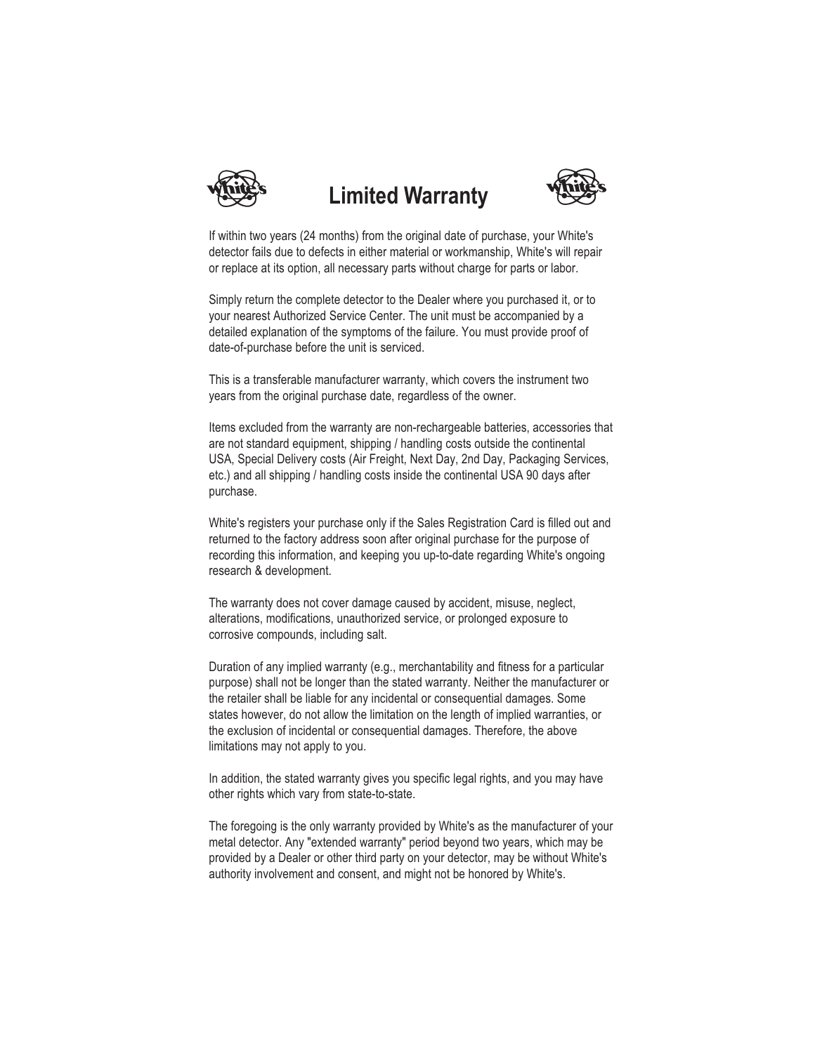# Limited Warranty

If within two years (24 months) from the original date of purchase, your White's detector fails due to defects in either material or workmanship, White's will repair or replace at its option, all necessary parts without charge for parts or labor.

Simply return the complete detector to the Dealer where you purchased it, or to your nearest Authorized Service Center. The unit must be accompanied by a detailed explanation of the symptoms of the failure. You must provide proof of date-of-purchase before the unit is serviced.

This is a transferable manufacturer warranty, which covers the instrument two years from the original purchase date, regardless of the owner.

Items excluded from the warranty are non-rechargeable batteries, accessories that are not standard equipment, shipping / handling costs outside the continental USA, Special Delivery costs (Air Freight, Next Day, 2nd Day, Packaging Services, etc.) and all shipping / handling costs inside the continental USA 90 days after purchase.

White's registers your purchase only if the Sales Registration Card is filled out and returned to the factory address soon after original purchase for the purpose of recording this information, and keeping you up-to-date regarding White's ongoing research & development.

The warranty does not cover damage caused by accident, misuse, neglect, alterations, modifications, unauthorized service, or prolonged exposure to corrosive compounds, including salt.

Duration of any implied warranty (e.g., merchantability and fitness for a particular purpose) shall not be longer than the stated warranty. Neither the manufacturer or the retailer shall be liable for any incidental or consequential damages. Some states however, do not allow the limitation on the length of implied warranties, or the exclusion of incidental or consequential damages. Therefore, the above limitations may not apply to you.

In addition, the stated warranty gives you specific legal rights, and you may have other rights which vary from state-to-state.

The foregoing is the only warranty provided by White's as the manufacturer of your metal detector. Any "extended warranty" period beyond two years, which may be provided by a Dealer or other third party on your detector, may be without White's authority involvement and consent, and might not be honored by White's.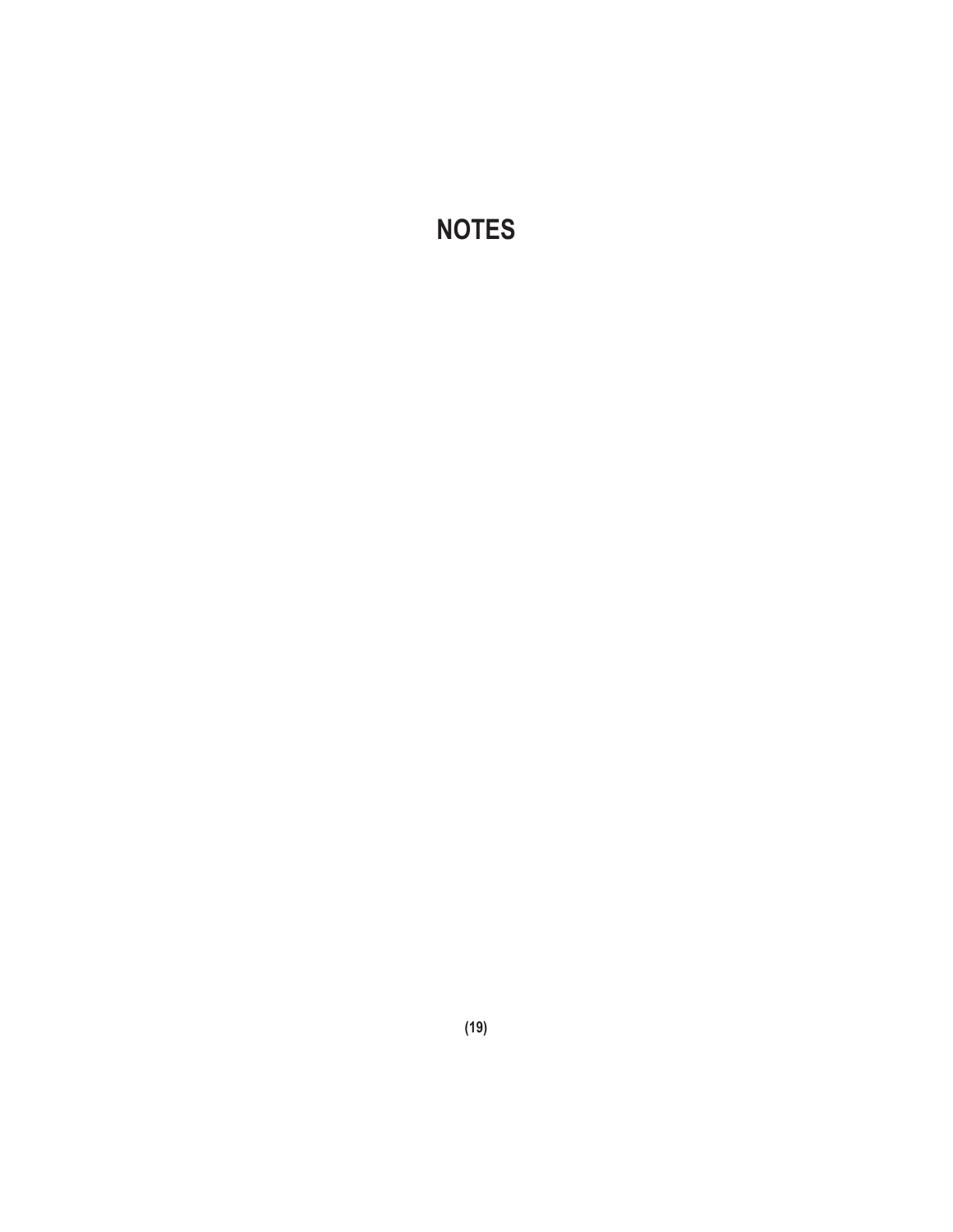# NOTES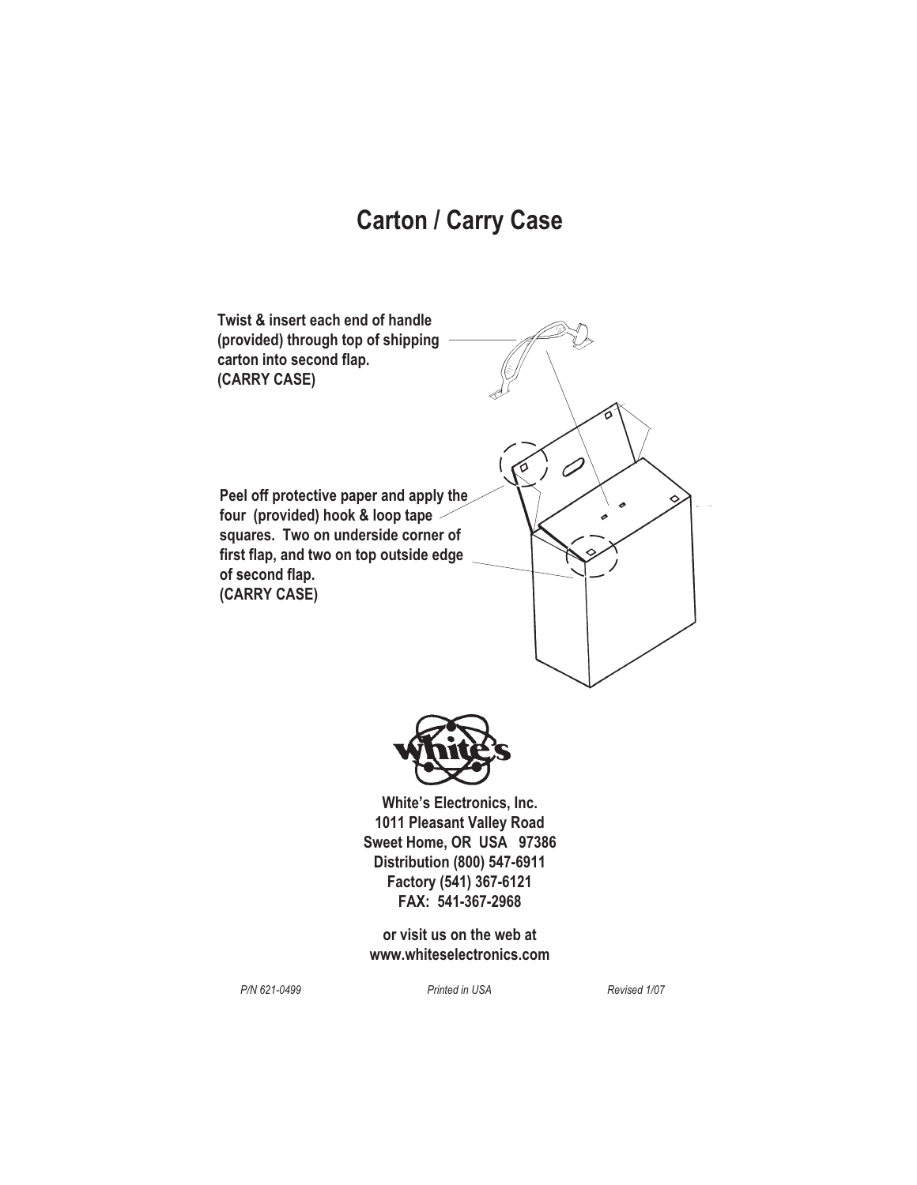# Carton / Carry Case

Twist & insert each end of handle (provided) through top of shipping carton into second flap. (CARRY CASE)

Peel off protective paper and apply the four (provided) hook & loop tape squares. Two on underside corner of first flap, and two on top outside edge of second flap. (CARRY CASE)

White's Electronics, Inc.
1011 Pleasant Valley Road
Sweet Home, OR USA 97386
Distribution (800) 547-6911
Factory (541) 367-6121
FAX: 541-367-2968

or visit us on the web at
www.whiteselectronics.com

*P/N 621-0499* *Printed in USA* *Revised 1/07*